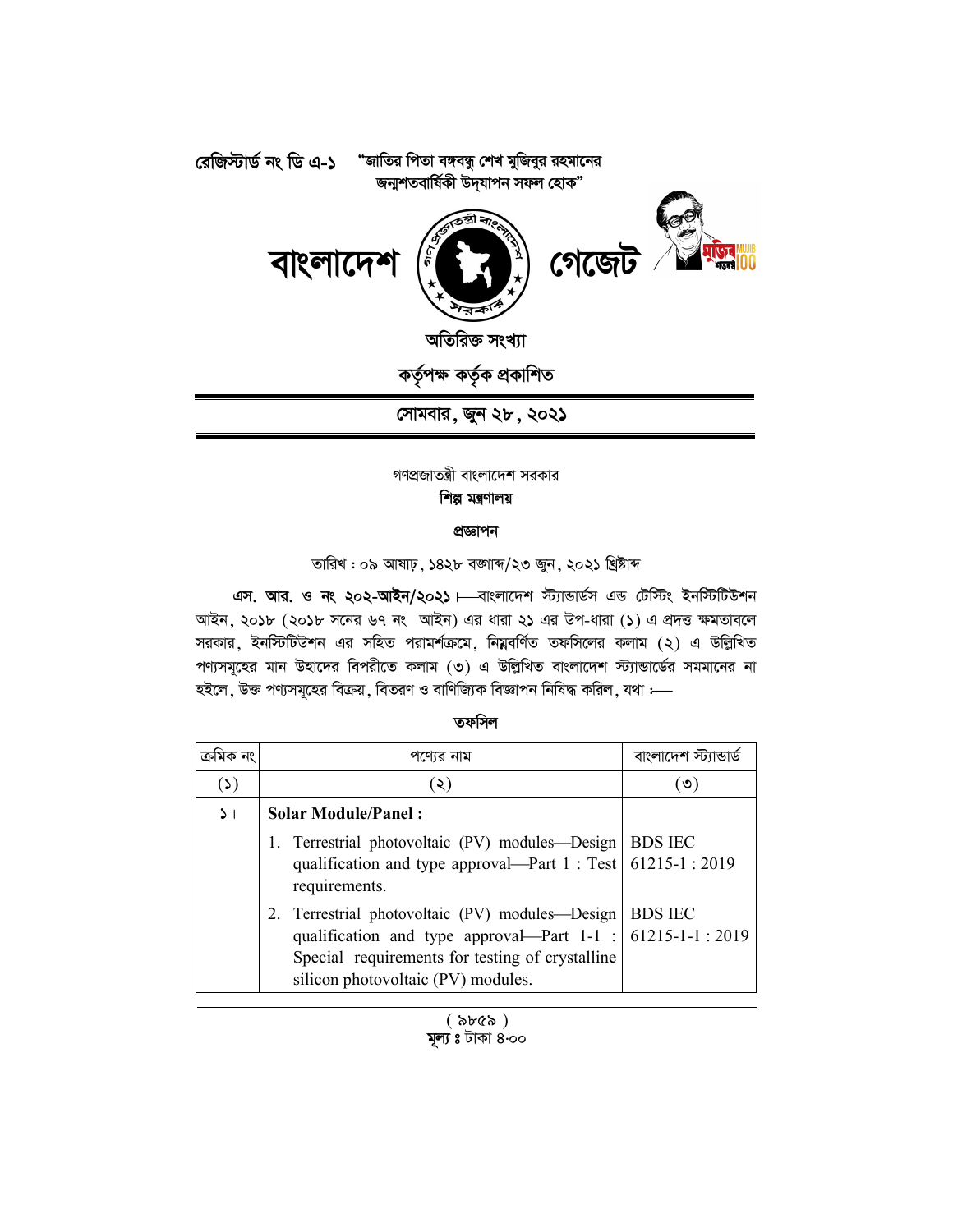রেজিস্টার্ড নং ডি এ-১ "জাতির পিতা বঙ্গবন্ধু শেখ মুজিবুর রহমানের জন্মশতবার্ষিকী উদ্‌যাপন সফল হোক"

# বাংলাদেশ গেজেট

অতিরিক্ত সংখ্যা

কর্তৃপক্ষ কর্তৃক প্রকাশিত

**সোমবার, জুন ২৮, ২০২১**

গণপ্রজাতন্ত্রী বাংলাদেশ সরকার

**শিল্প মন্ত্রণালয়**

**প্রজ্ঞাপন**

তারিখ : ০৯ আষাঢ়, ১৪২৮ বঙ্গাব্দ/২৩ জুন, ২০২১ খ্রিষ্টাব্দ

**এস. আর. ও নং ২০২-আইন/২০২১।**—বাংলাদেশ স্ট্যান্ডার্ডস এন্ড টেস্টিং ইনস্টিটিউশন আইন, ২০১৮ (২০১৮ সনের ৬৭ নং আইন) এর ধারা ২১ এর উপ-ধারা (১) এ প্রদত্ত ক্ষমতাবলে সরকার, ইনস্টিটিউশন এর সহিত পরামর্শক্রমে, নিম্নবর্ণিত তফসিলের কলাম (২) এ উল্লিখিত পণ্যসমূহের মান উহাদের বিপরীতে কলাম (৩) এ উল্লিখিত বাংলাদেশ স্ট্যান্ডার্ডের সমমানের না হইলে, উক্ত পণ্যসমূহের বিক্রয়, বিতরণ ও বাণিজ্যিক বিজ্ঞাপন নিষিদ্ধ করিল, যথা :—

**তফসিল**

| ক্রমিক নং | পণ্যের নাম | বাংলাদেশ স্ট্যান্ডার্ড |
|---|---|---|
| (১) | (২) | (৩) |
| ১। | **Solar Module/Panel :** | |
| | 1. Terrestrial photovoltaic (PV) modules—Design qualification and type approval—Part 1 : Test requirements. | BDS IEC 61215-1 : 2019 |
| | 2. Terrestrial photovoltaic (PV) modules—Design qualification and type approval—Part 1-1 : Special requirements for testing of crystalline silicon photovoltaic (PV) modules. | BDS IEC 61215-1-1 : 2019 |

( ৯৮৫৯ )

**মূল্য ঃ** টাকা ৪.০০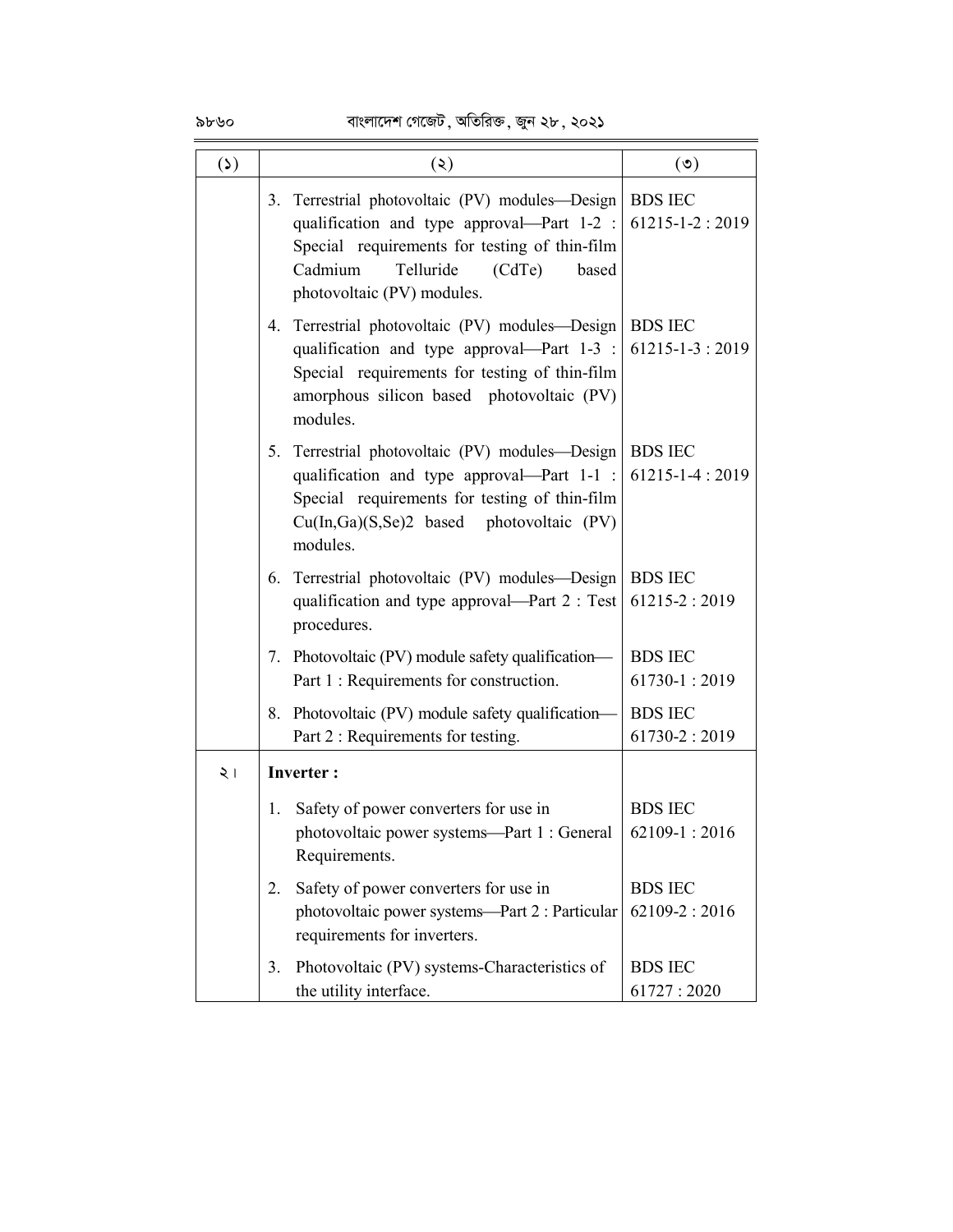| (১) | (২) | (৩) |
|---|---|---|
| | 3. Terrestrial photovoltaic (PV) modules—Design qualification and type approval—Part 1-2 : Special requirements for testing of thin-film Cadmium Telluride (CdTe) based photovoltaic (PV) modules. | BDS IEC 61215-1-2 : 2019 |
| | 4. Terrestrial photovoltaic (PV) modules—Design qualification and type approval—Part 1-3 : Special requirements for testing of thin-film amorphous silicon based photovoltaic (PV) modules. | BDS IEC 61215-1-3 : 2019 |
| | 5. Terrestrial photovoltaic (PV) modules—Design qualification and type approval—Part 1-1 : Special requirements for testing of thin-film Cu(In,Ga)(S,Se)2 based photovoltaic (PV) modules. | BDS IEC 61215-1-4 : 2019 |
| | 6. Terrestrial photovoltaic (PV) modules—Design qualification and type approval—Part 2 : Test procedures. | BDS IEC 61215-2 : 2019 |
| | 7. Photovoltaic (PV) module safety qualification—Part 1 : Requirements for construction. | BDS IEC 61730-1 : 2019 |
| | 8. Photovoltaic (PV) module safety qualification—Part 2 : Requirements for testing. | BDS IEC 61730-2 : 2019 |
| ২। | **Inverter :** | |
| | 1. Safety of power converters for use in photovoltaic power systems—Part 1 : General Requirements. | BDS IEC 62109-1 : 2016 |
| | 2. Safety of power converters for use in photovoltaic power systems—Part 2 : Particular requirements for inverters. | BDS IEC 62109-2 : 2016 |
| | 3. Photovoltaic (PV) systems-Characteristics of the utility interface. | BDS IEC 61727 : 2020 |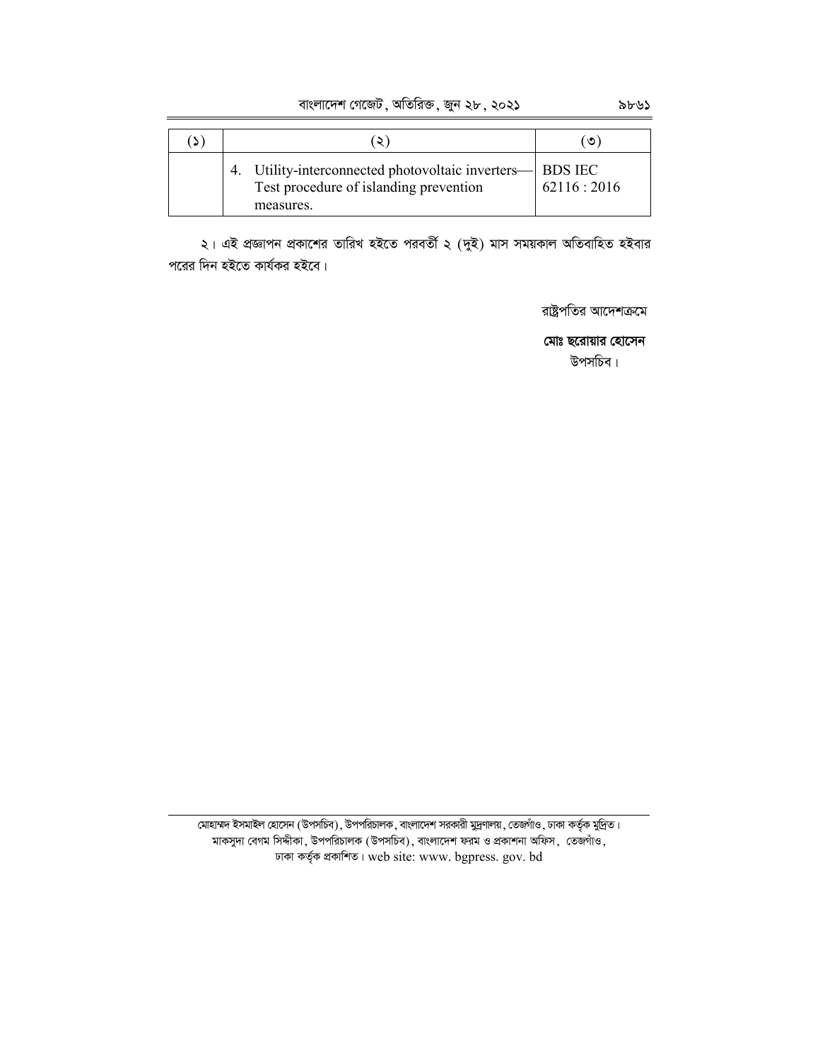| (১) | (২) | (৩) |
|---|---|---|
| | 4. Utility-interconnected photovoltaic inverters—Test procedure of islanding prevention measures. | BDS IEC 62116 : 2016 |

২। এই প্রজ্ঞাপন প্রকাশের তারিখ হইতে পরবর্তী ২ (দুই) মাস সময়কাল অতিবাহিত হইবার পরের দিন হইতে কার্যকর হইবে।

রাষ্ট্রপতির আদেশক্রমে

**মোঃ ছরোয়ার হোসেন**
উপসচিব।

মোহাম্মদ ইসমাইল হোসেন (উপসচিব), উপপরিচালক, বাংলাদেশ সরকারী মুদ্রণালয়, তেজগাঁও, ঢাকা কর্তৃক মুদ্রিত।
মাকসুদা বেগম সিদ্দীকা, উপপরিচালক (উপসচিব), বাংলাদেশ ফরম ও প্রকাশনা অফিস, তেজগাঁও, ঢাকা কর্তৃক প্রকাশিত। web site: www. bgpress. gov. bd